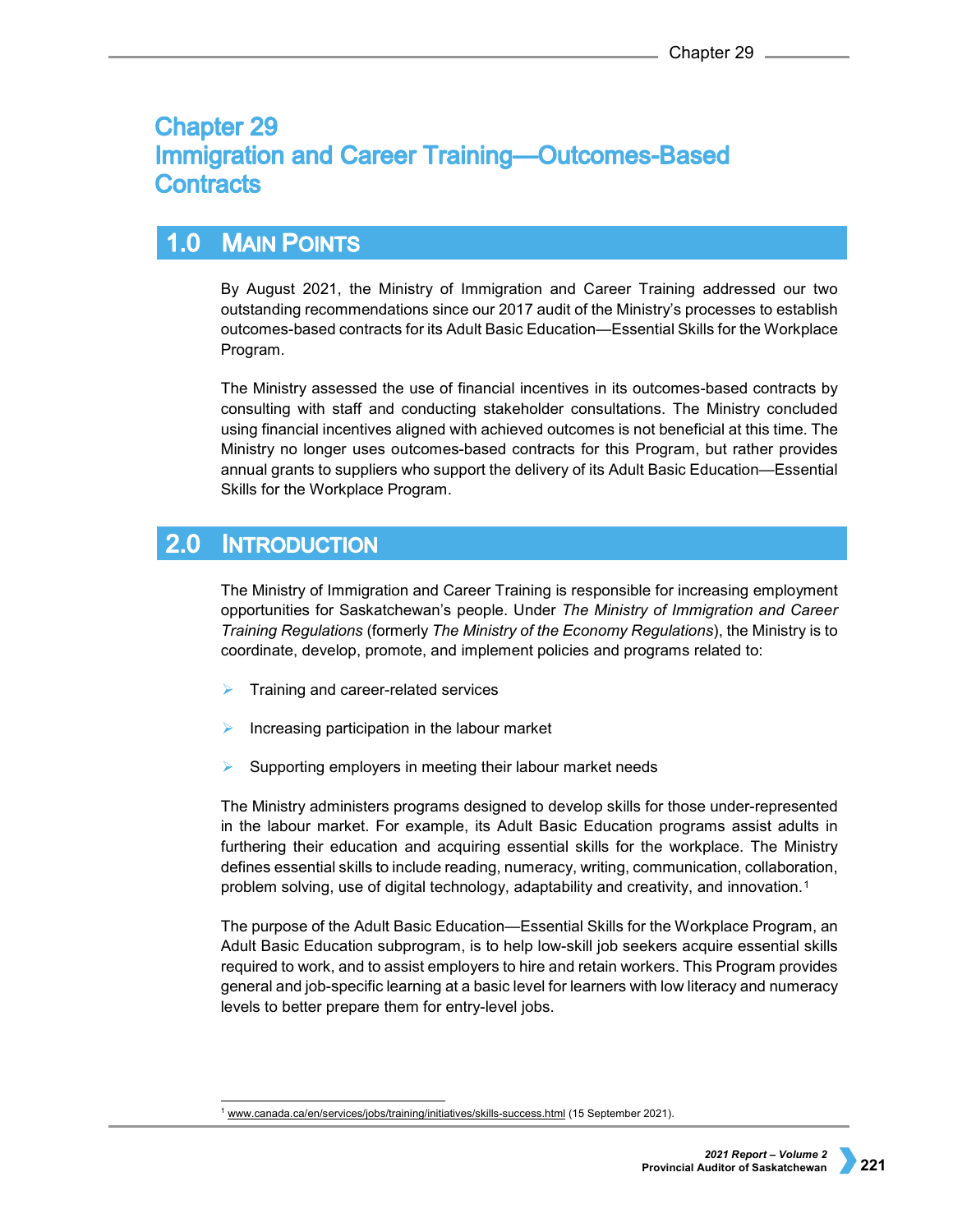# Chapter 29
# Immigration and Career Training—Outcomes-Based Contracts

## 1.0 Main Points

By August 2021, the Ministry of Immigration and Career Training addressed our two outstanding recommendations since our 2017 audit of the Ministry's processes to establish outcomes-based contracts for its Adult Basic Education—Essential Skills for the Workplace Program.

The Ministry assessed the use of financial incentives in its outcomes-based contracts by consulting with staff and conducting stakeholder consultations. The Ministry concluded using financial incentives aligned with achieved outcomes is not beneficial at this time. The Ministry no longer uses outcomes-based contracts for this Program, but rather provides annual grants to suppliers who support the delivery of its Adult Basic Education—Essential Skills for the Workplace Program.

## 2.0 Introduction

The Ministry of Immigration and Career Training is responsible for increasing employment opportunities for Saskatchewan's people. Under *The Ministry of Immigration and Career Training Regulations* (formerly *The Ministry of the Economy Regulations*), the Ministry is to coordinate, develop, promote, and implement policies and programs related to:

- Training and career-related services
- Increasing participation in the labour market
- Supporting employers in meeting their labour market needs

The Ministry administers programs designed to develop skills for those under-represented in the labour market. For example, its Adult Basic Education programs assist adults in furthering their education and acquiring essential skills for the workplace. The Ministry defines essential skills to include reading, numeracy, writing, communication, collaboration, problem solving, use of digital technology, adaptability and creativity, and innovation.[1]

The purpose of the Adult Basic Education—Essential Skills for the Workplace Program, an Adult Basic Education subprogram, is to help low-skill job seekers acquire essential skills required to work, and to assist employers to hire and retain workers. This Program provides general and job-specific learning at a basic level for learners with low literacy and numeracy levels to better prepare them for entry-level jobs.

---

[1] www.canada.ca/en/services/jobs/training/initiatives/skills-success.html (15 September 2021).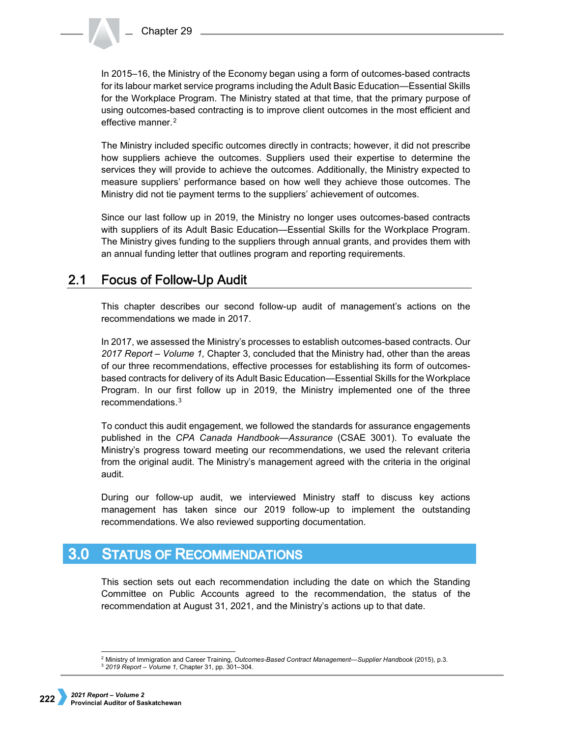In 2015–16, the Ministry of the Economy began using a form of outcomes-based contracts for its labour market service programs including the Adult Basic Education—Essential Skills for the Workplace Program. The Ministry stated at that time, that the primary purpose of using outcomes-based contracting is to improve client outcomes in the most efficient and effective manner.[2]

The Ministry included specific outcomes directly in contracts; however, it did not prescribe how suppliers achieve the outcomes. Suppliers used their expertise to determine the services they will provide to achieve the outcomes. Additionally, the Ministry expected to measure suppliers' performance based on how well they achieve those outcomes. The Ministry did not tie payment terms to the suppliers' achievement of outcomes.

Since our last follow up in 2019, the Ministry no longer uses outcomes-based contracts with suppliers of its Adult Basic Education—Essential Skills for the Workplace Program. The Ministry gives funding to the suppliers through annual grants, and provides them with an annual funding letter that outlines program and reporting requirements.

## 2.1 Focus of Follow-Up Audit

This chapter describes our second follow-up audit of management's actions on the recommendations we made in 2017.

In 2017, we assessed the Ministry's processes to establish outcomes-based contracts. Our *2017 Report – Volume 1,* Chapter 3, concluded that the Ministry had, other than the areas of our three recommendations, effective processes for establishing its form of outcomes-based contracts for delivery of its Adult Basic Education—Essential Skills for the Workplace Program. In our first follow up in 2019, the Ministry implemented one of the three recommendations.[3]

To conduct this audit engagement, we followed the standards for assurance engagements published in the *CPA Canada Handbook—Assurance* (CSAE 3001). To evaluate the Ministry's progress toward meeting our recommendations, we used the relevant criteria from the original audit. The Ministry's management agreed with the criteria in the original audit.

During our follow-up audit, we interviewed Ministry staff to discuss key actions management has taken since our 2019 follow-up to implement the outstanding recommendations. We also reviewed supporting documentation.

# 3.0 Status of Recommendations

This section sets out each recommendation including the date on which the Standing Committee on Public Accounts agreed to the recommendation, the status of the recommendation at August 31, 2021, and the Ministry's actions up to that date.

[2] Ministry of Immigration and Career Training, *Outcomes-Based Contract Management—Supplier Handbook* (2015), p.3.
[3] *2019 Report – Volume 1*, Chapter 31, pp. 301–304.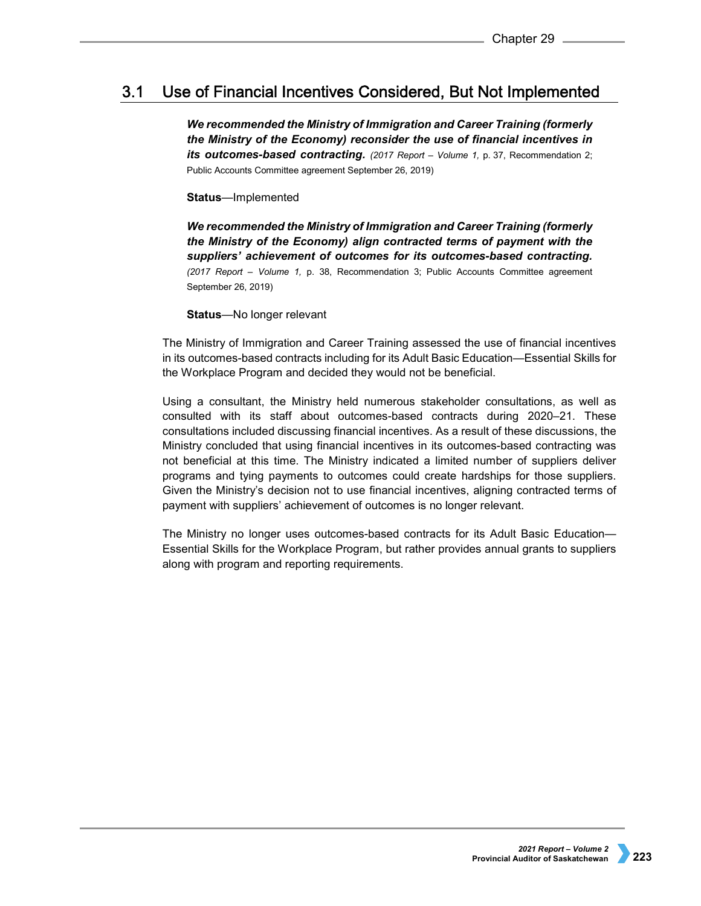## 3.1 Use of Financial Incentives Considered, But Not Implemented

***We recommended the Ministry of Immigration and Career Training (formerly the Ministry of the Economy) reconsider the use of financial incentives in its outcomes-based contracting.*** *(2017 Report – Volume 1,* p. 37, Recommendation 2; Public Accounts Committee agreement September 26, 2019)

**Status**—Implemented

***We recommended the Ministry of Immigration and Career Training (formerly the Ministry of the Economy) align contracted terms of payment with the suppliers' achievement of outcomes for its outcomes-based contracting.*** *(2017 Report – Volume 1,* p. 38, Recommendation 3; Public Accounts Committee agreement September 26, 2019)

**Status**—No longer relevant

The Ministry of Immigration and Career Training assessed the use of financial incentives in its outcomes-based contracts including for its Adult Basic Education—Essential Skills for the Workplace Program and decided they would not be beneficial.

Using a consultant, the Ministry held numerous stakeholder consultations, as well as consulted with its staff about outcomes-based contracts during 2020–21. These consultations included discussing financial incentives. As a result of these discussions, the Ministry concluded that using financial incentives in its outcomes-based contracting was not beneficial at this time. The Ministry indicated a limited number of suppliers deliver programs and tying payments to outcomes could create hardships for those suppliers. Given the Ministry's decision not to use financial incentives, aligning contracted terms of payment with suppliers' achievement of outcomes is no longer relevant.

The Ministry no longer uses outcomes-based contracts for its Adult Basic Education—Essential Skills for the Workplace Program, but rather provides annual grants to suppliers along with program and reporting requirements.